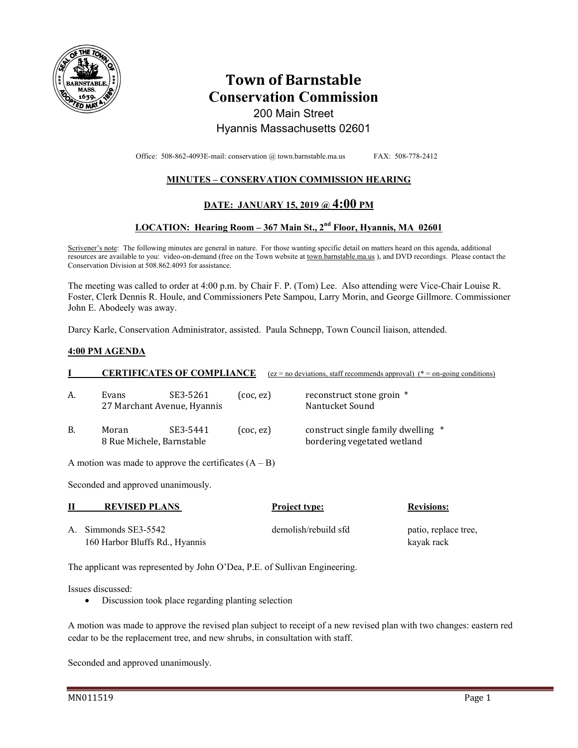# Town of Barnstable
## Conservation Commission

200 Main Street
Hyannis Massachusetts 02601

Office: 508-862-4093E-mail: conservation @ town.barnstable.ma.us FAX: 508-778-2412

**MINUTES – CONSERVATION COMMISSION HEARING**

**DATE: JANUARY 15, 2019 @ 4:00 PM**

**LOCATION: Hearing Room – 367 Main St., 2nd Floor, Hyannis, MA 02601**

Scrivener's note: The following minutes are general in nature. For those wanting specific detail on matters heard on this agenda, additional resources are available to you: video-on-demand (free on the Town website at town.barnstable.ma.us ), and DVD recordings. Please contact the Conservation Division at 508.862.4093 for assistance.

The meeting was called to order at 4:00 p.m. by Chair F. P. (Tom) Lee. Also attending were Vice-Chair Louise R. Foster, Clerk Dennis R. Houle, and Commissioners Pete Sampou, Larry Morin, and George Gillmore. Commissioner John E. Abodeely was away.

Darcy Karle, Conservation Administrator, assisted. Paula Schnepp, Town Council liaison, attended.

**4:00 PM AGENDA**

**I CERTIFICATES OF COMPLIANCE** (ez = no deviations, staff recommends approval) (* = on-going conditions)

| | | | | |
|---|---|---|---|---|
| A. | Evans SE3-5261<br>27 Marchant Avenue, Hyannis | | (coc, ez) | reconstruct stone groin *<br>Nantucket Sound |
| B. | Moran SE3-5441<br>8 Rue Michele, Barnstable | | (coc, ez) | construct single family dwelling *<br>bordering vegetated wetland |

A motion was made to approve the certificates (A – B)

Seconded and approved unanimously.

| **II REVISED PLANS** | **Project type:** | **Revisions:** |
|---|---|---|
| A. Simmonds SE3-5542<br>160 Harbor Bluffs Rd., Hyannis | demolish/rebuild sfd | patio, replace tree,<br>kayak rack |

The applicant was represented by John O'Dea, P.E. of Sullivan Engineering.

Issues discussed:

- Discussion took place regarding planting selection

A motion was made to approve the revised plan subject to receipt of a new revised plan with two changes: eastern red cedar to be the replacement tree, and new shrubs, in consultation with staff.

Seconded and approved unanimously.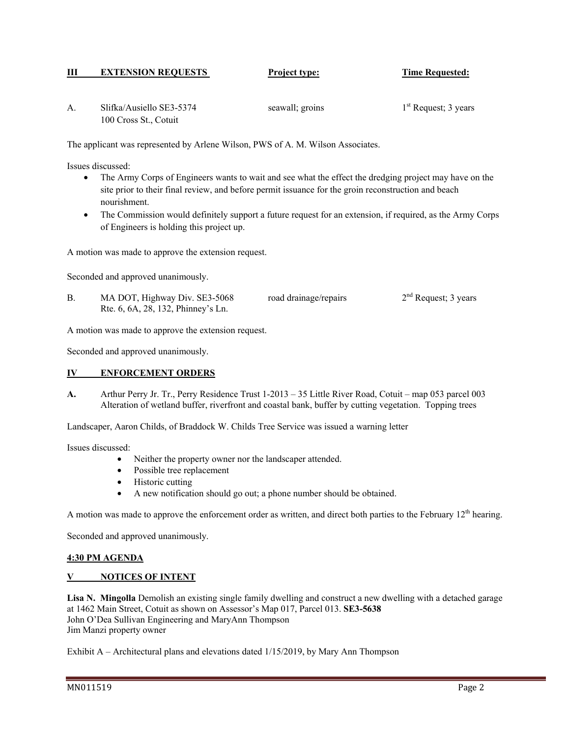## III EXTENSION REQUESTS

| | EXTENSION REQUESTS | Project type: | Time Requested: |
|---|---|---|---|
| A. | Slifka/Ausiello SE3-5374<br>100 Cross St., Cotuit | seawall; groins | 1st Request; 3 years |

The applicant was represented by Arlene Wilson, PWS of A. M. Wilson Associates.

Issues discussed:

- The Army Corps of Engineers wants to wait and see what the effect the dredging project may have on the site prior to their final review, and before permit issuance for the groin reconstruction and beach nourishment.
- The Commission would definitely support a future request for an extension, if required, as the Army Corps of Engineers is holding this project up.

A motion was made to approve the extension request.

Seconded and approved unanimously.

| | | | |
|---|---|---|---|
| B. | MA DOT, Highway Div. SE3-5068<br>Rte. 6, 6A, 28, 132, Phinney's Ln. | road drainage/repairs | 2nd Request; 3 years |

A motion was made to approve the extension request.

Seconded and approved unanimously.

## IV ENFORCEMENT ORDERS

**A.** Arthur Perry Jr. Tr., Perry Residence Trust 1-2013 – 35 Little River Road, Cotuit – map 053 parcel 003
Alteration of wetland buffer, riverfront and coastal bank, buffer by cutting vegetation. Topping trees

Landscaper, Aaron Childs, of Braddock W. Childs Tree Service was issued a warning letter

Issues discussed:

- Neither the property owner nor the landscaper attended.
- Possible tree replacement
- Historic cutting
- A new notification should go out; a phone number should be obtained.

A motion was made to approve the enforcement order as written, and direct both parties to the February 12th hearing.

Seconded and approved unanimously.

## 4:30 PM AGENDA

## V NOTICES OF INTENT

**Lisa N. Mingolla** Demolish an existing single family dwelling and construct a new dwelling with a detached garage at 1462 Main Street, Cotuit as shown on Assessor's Map 017, Parcel 013. **SE3-5638**
John O'Dea Sullivan Engineering and MaryAnn Thompson
Jim Manzi property owner

Exhibit A – Architectural plans and elevations dated 1/15/2019, by Mary Ann Thompson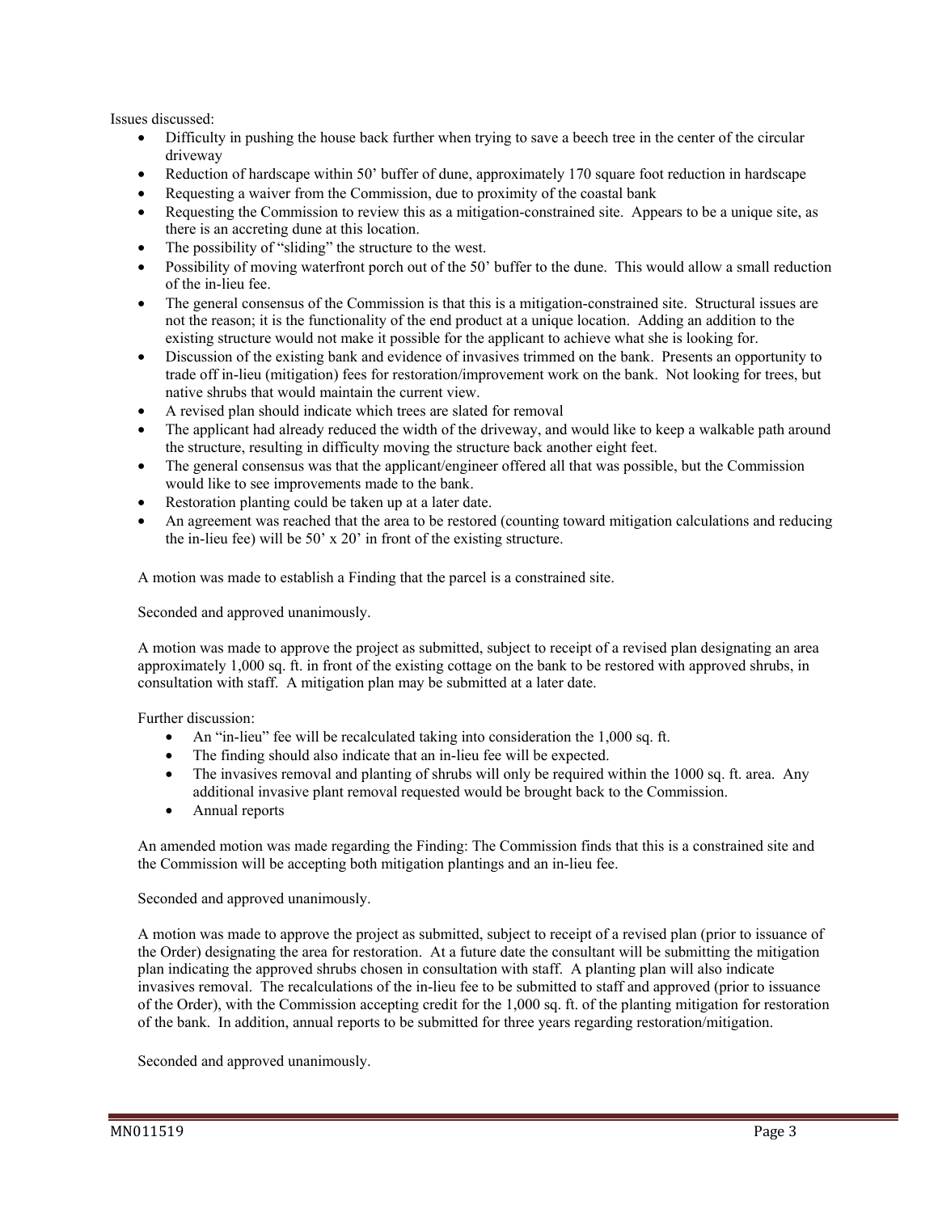Issues discussed:

- Difficulty in pushing the house back further when trying to save a beech tree in the center of the circular driveway
- Reduction of hardscape within 50' buffer of dune, approximately 170 square foot reduction in hardscape
- Requesting a waiver from the Commission, due to proximity of the coastal bank
- Requesting the Commission to review this as a mitigation-constrained site. Appears to be a unique site, as there is an accreting dune at this location.
- The possibility of "sliding" the structure to the west.
- Possibility of moving waterfront porch out of the 50' buffer to the dune. This would allow a small reduction of the in-lieu fee.
- The general consensus of the Commission is that this is a mitigation-constrained site. Structural issues are not the reason; it is the functionality of the end product at a unique location. Adding an addition to the existing structure would not make it possible for the applicant to achieve what she is looking for.
- Discussion of the existing bank and evidence of invasives trimmed on the bank. Presents an opportunity to trade off in-lieu (mitigation) fees for restoration/improvement work on the bank. Not looking for trees, but native shrubs that would maintain the current view.
- A revised plan should indicate which trees are slated for removal
- The applicant had already reduced the width of the driveway, and would like to keep a walkable path around the structure, resulting in difficulty moving the structure back another eight feet.
- The general consensus was that the applicant/engineer offered all that was possible, but the Commission would like to see improvements made to the bank.
- Restoration planting could be taken up at a later date.
- An agreement was reached that the area to be restored (counting toward mitigation calculations and reducing the in-lieu fee) will be 50' x 20' in front of the existing structure.

A motion was made to establish a Finding that the parcel is a constrained site.

Seconded and approved unanimously.

A motion was made to approve the project as submitted, subject to receipt of a revised plan designating an area approximately 1,000 sq. ft. in front of the existing cottage on the bank to be restored with approved shrubs, in consultation with staff. A mitigation plan may be submitted at a later date.

Further discussion:

- An "in-lieu" fee will be recalculated taking into consideration the 1,000 sq. ft.
- The finding should also indicate that an in-lieu fee will be expected.
- The invasives removal and planting of shrubs will only be required within the 1000 sq. ft. area. Any additional invasive plant removal requested would be brought back to the Commission.
- Annual reports

An amended motion was made regarding the Finding: The Commission finds that this is a constrained site and the Commission will be accepting both mitigation plantings and an in-lieu fee.

Seconded and approved unanimously.

A motion was made to approve the project as submitted, subject to receipt of a revised plan (prior to issuance of the Order) designating the area for restoration. At a future date the consultant will be submitting the mitigation plan indicating the approved shrubs chosen in consultation with staff. A planting plan will also indicate invasives removal. The recalculations of the in-lieu fee to be submitted to staff and approved (prior to issuance of the Order), with the Commission accepting credit for the 1,000 sq. ft. of the planting mitigation for restoration of the bank. In addition, annual reports to be submitted for three years regarding restoration/mitigation.

Seconded and approved unanimously.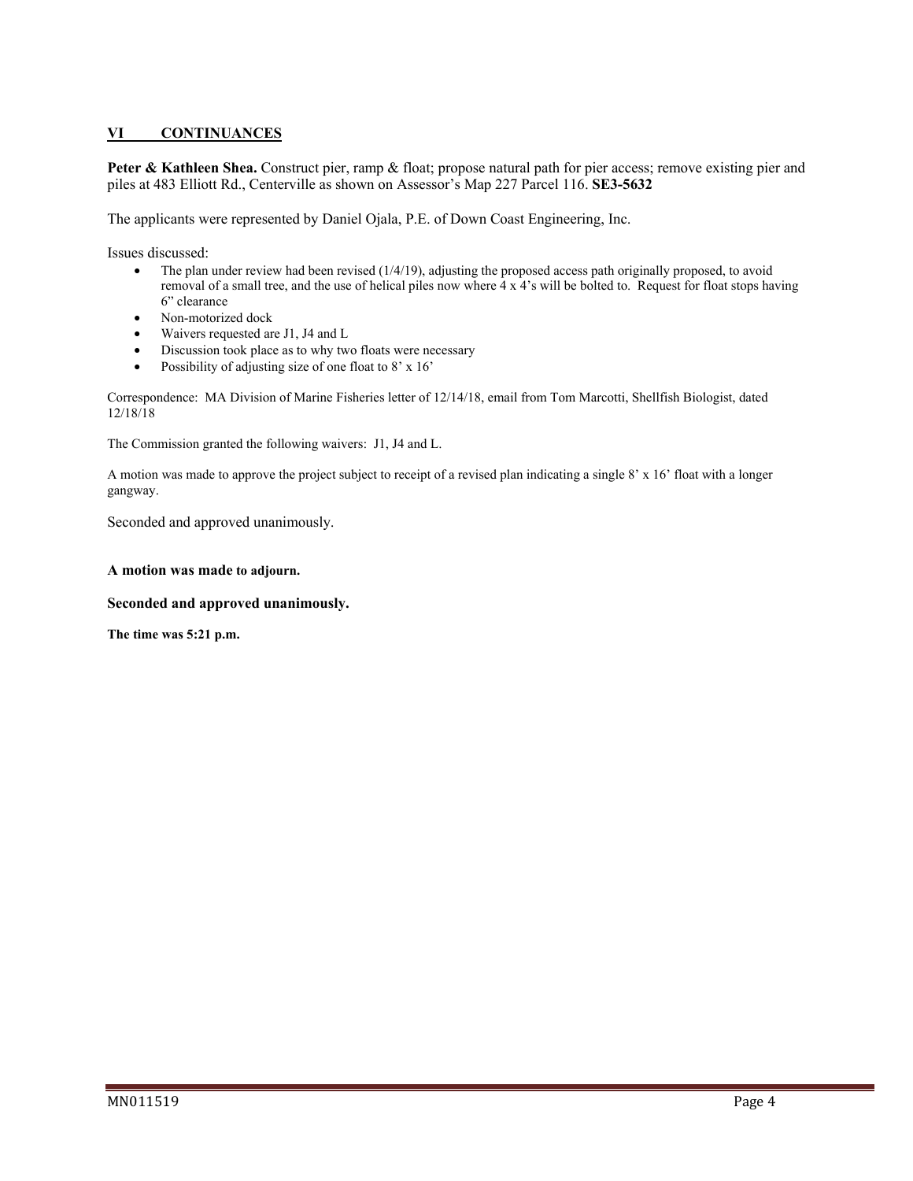## VI CONTINUANCES

**Peter & Kathleen Shea.** Construct pier, ramp & float; propose natural path for pier access; remove existing pier and piles at 483 Elliott Rd., Centerville as shown on Assessor's Map 227 Parcel 116. **SE3-5632**

The applicants were represented by Daniel Ojala, P.E. of Down Coast Engineering, Inc.

Issues discussed:

- The plan under review had been revised (1/4/19), adjusting the proposed access path originally proposed, to avoid removal of a small tree, and the use of helical piles now where 4 x 4's will be bolted to. Request for float stops having 6" clearance
- Non-motorized dock
- Waivers requested are J1, J4 and L
- Discussion took place as to why two floats were necessary
- Possibility of adjusting size of one float to 8' x 16'

Correspondence: MA Division of Marine Fisheries letter of 12/14/18, email from Tom Marcotti, Shellfish Biologist, dated 12/18/18

The Commission granted the following waivers: J1, J4 and L.

A motion was made to approve the project subject to receipt of a revised plan indicating a single 8' x 16' float with a longer gangway.

Seconded and approved unanimously.

**A motion was made to adjourn.**

**Seconded and approved unanimously.**

**The time was 5:21 p.m.**